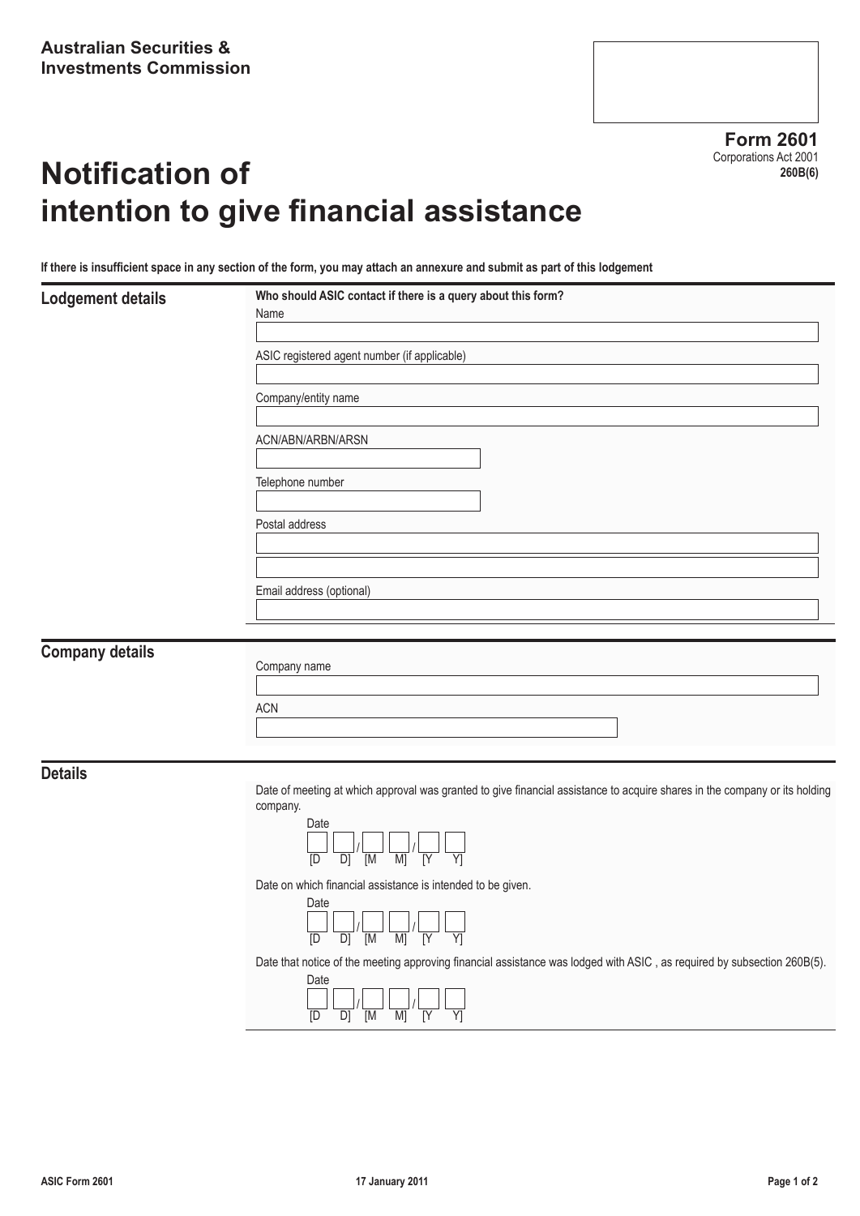**Australian Securities & Investments Commission**

**Form 2601**
Corporations Act 2001
**260B(6)**

# Notification of intention to give financial assistance

**If there is insufficient space in any section of the form, you may attach an annexure and submit as part of this lodgement**

## Lodgement details

**Who should ASIC contact if there is a query about this form?**

Name

ASIC registered agent number (if applicable)

Company/entity name

ACN/ABN/ARBN/ARSN

Telephone number

Postal address

Email address (optional)

## Company details

Company name

ACN

## Details

Date of meeting at which approval was granted to give financial assistance to acquire shares in the company or its holding company.

Date
[D D] / [M M] / [Y Y]

Date on which financial assistance is intended to be given.

Date
[D D] / [M M] / [Y Y]

Date that notice of the meeting approving financial assistance was lodged with ASIC , as required by subsection 260B(5).

Date
[D D] / [M M] / [Y Y]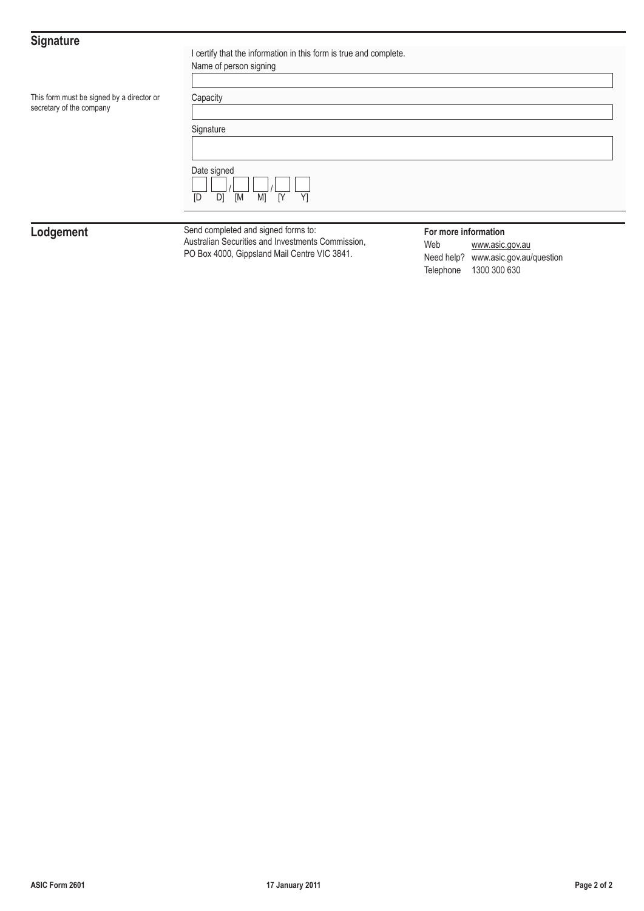## Signature

This form must be signed by a director or secretary of the company

I certify that the information in this form is true and complete.

Name of person signing

Capacity

Signature

Date signed

[D D] / [M M] / [Y Y]

## Lodgement

Send completed and signed forms to:
Australian Securities and Investments Commission,
PO Box 4000, Gippsland Mail Centre VIC 3841.

**For more information**

Web www.asic.gov.au
Need help? www.asic.gov.au/question
Telephone 1300 300 630

ASIC Form 2601 17 January 2011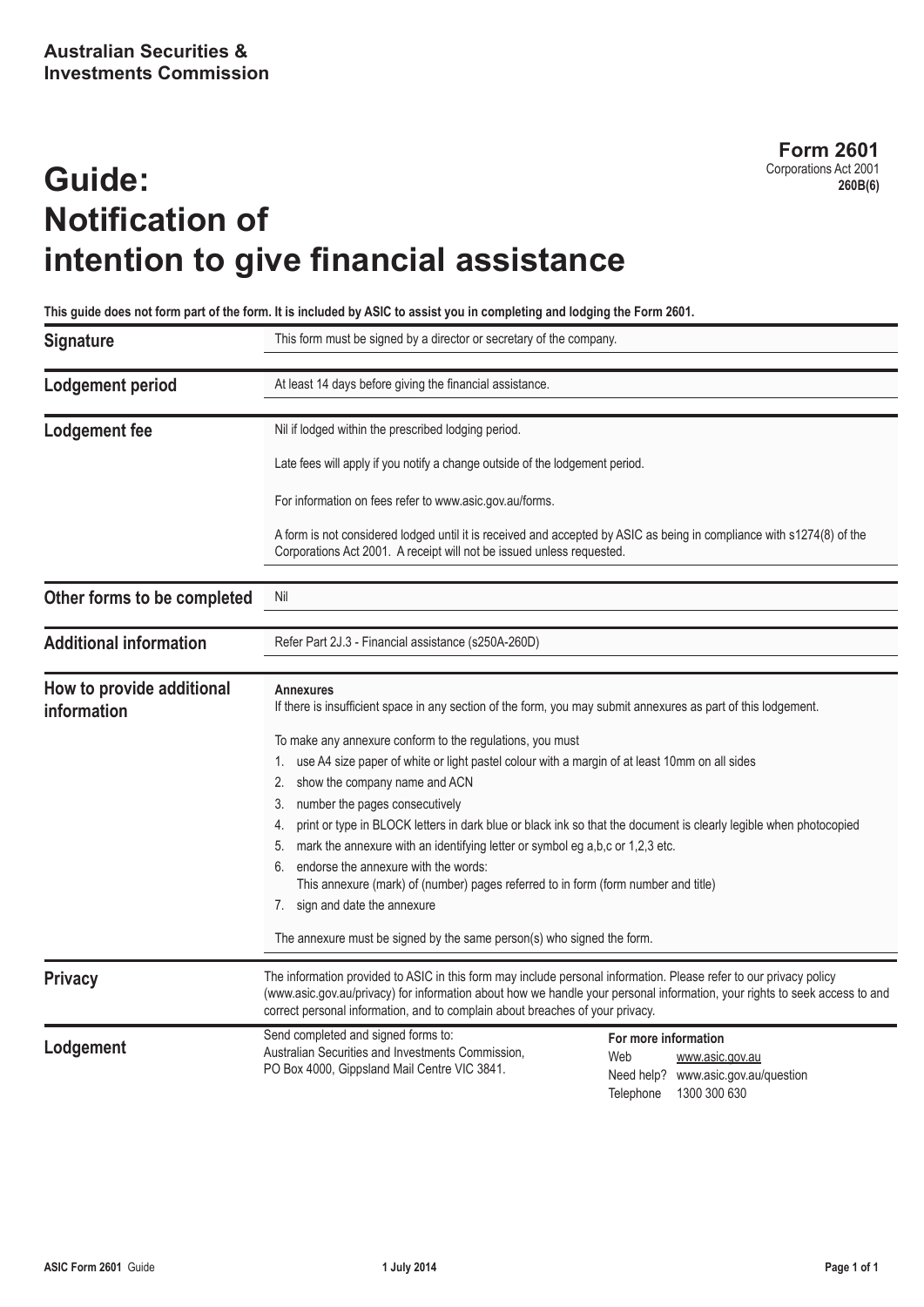Australian Securities & Investments Commission

**Form 2601**
Corporations Act 2001
**260B(6)**

# Guide: Notification of intention to give financial assistance

**This guide does not form part of the form. It is included by ASIC to assist you in completing and lodging the Form 2601.**

## Signature

This form must be signed by a director or secretary of the company.

## Lodgement period

At least 14 days before giving the financial assistance.

## Lodgement fee

Nil if lodged within the prescribed lodging period.

Late fees will apply if you notify a change outside of the lodgement period.

For information on fees refer to www.asic.gov.au/forms.

A form is not considered lodged until it is received and accepted by ASIC as being in compliance with s1274(8) of the Corporations Act 2001. A receipt will not be issued unless requested.

## Other forms to be completed

Nil

## Additional information

Refer Part 2J.3 - Financial assistance (s250A-260D)

## How to provide additional information

**Annexures**
If there is insufficient space in any section of the form, you may submit annexures as part of this lodgement.

To make any annexure conform to the regulations, you must

1. use A4 size paper of white or light pastel colour with a margin of at least 10mm on all sides
2. show the company name and ACN
3. number the pages consecutively
4. print or type in BLOCK letters in dark blue or black ink so that the document is clearly legible when photocopied
5. mark the annexure with an identifying letter or symbol eg a,b,c or 1,2,3 etc.
6. endorse the annexure with the words:
   This annexure (mark) of (number) pages referred to in form (form number and title)
7. sign and date the annexure

The annexure must be signed by the same person(s) who signed the form.

## Privacy

The information provided to ASIC in this form may include personal information. Please refer to our privacy policy (www.asic.gov.au/privacy) for information about how we handle your personal information, your rights to seek access to and correct personal information, and to complain about breaches of your privacy.

## Lodgement

Send completed and signed forms to:
Australian Securities and Investments Commission,
PO Box 4000, Gippsland Mail Centre VIC 3841.

**For more information**
Web www.asic.gov.au
Need help? www.asic.gov.au/question
Telephone 1300 300 630

ASIC Form 2601 Guide — 1 July 2014